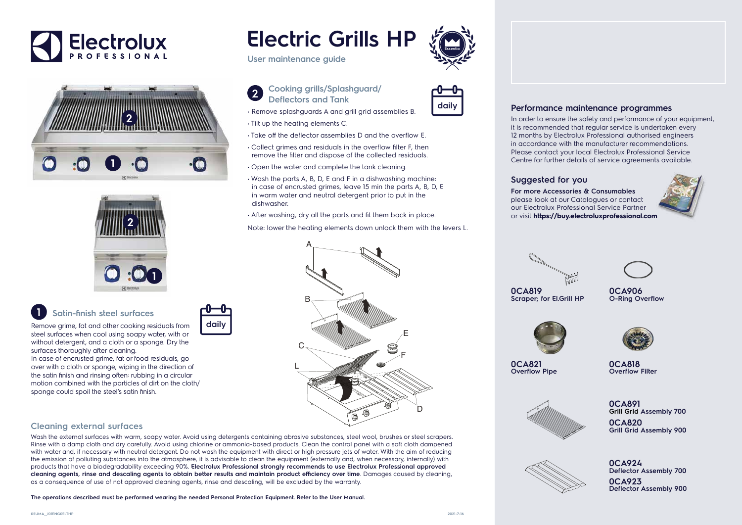# Electric Grills HP

User maintenance guide

## 1 Satin-finish steel surfaces

daily

Remove grime, fat and other cooking residuals from steel surfaces when cool using soapy water, with or without detergent, and a cloth or a sponge. Dry the surfaces thoroughly after cleaning.
In case of encrusted grime, fat or food residuals, go over with a cloth or sponge, wiping in the direction of the satin finish and rinsing often: rubbing in a circular motion combined with the particles of dirt on the cloth/sponge could spoil the steel's satin finish.

## 2 Cooking grills/Splashguard/ Deflectors and Tank

daily

- Remove splashguards A and grill grid assemblies B.
- Tilt up the heating elements C.
- Take off the deflector assemblies D and the overflow E.
- Collect grimes and residuals in the overflow filter F, then remove the filter and dispose of the collected residuals.
- Open the water and complete the tank cleaning.
- Wash the parts A, B, D, E and F in a dishwashing machine: in case of encrusted grimes, leave 15 min the parts A, B, D, E in warm water and neutral detergent prior to put in the dishwasher.
- After washing, dry all the parts and fit them back in place.

Note: lower the heating elements down unlock them with the levers L.

## Cleaning external surfaces

Wash the external surfaces with warm, soapy water. Avoid using detergents containing abrasive substances, steel wool, brushes or steel scrapers. Rinse with a damp cloth and dry carefully. Avoid using chlorine or ammonia-based products. Clean the control panel with a soft cloth dampened with water and, if necessary with neutral detergent. Do not wash the equipment with direct or high pressure jets of water. With the aim of reducing the emission of polluting substances into the atmosphere, it is advisable to clean the equipment (externally and, when necessary, internally) with products that have a biodegradability exceeding 90%. **Electrolux Professional strongly recommends to use Electrolux Professional approved cleaning agents, rinse and descaling agents to obtain better results and maintain product efficiency over time**. Damages caused by cleaning, as a consequence of use of not approved cleaning agents, rinse and descaling, will be excluded by the warranty.

**The operations described must be performed wearing the needed Personal Protection Equipment. Refer to the User Manual.**

## Performance maintenance programmes

In order to ensure the safety and performance of your equipment, it is recommended that regular service is undertaken every 12 months by Electrolux Professional authorised engineers in accordance with the manufacturer recommendations. Please contact your local Electrolux Professional Service Centre for further details of service agreements available.

## Suggested for you

**For more Accessories & Consumables** please look at our Catalogues or contact our Electrolux Professional Service Partner or visit **https://buy.electroluxprofessional.com**

**0CA819**
**Scraper; for El.Grill HP**

**0CA906**
**O-Ring Overflow**

**0CA821**
**Overflow Pipe**

**0CA818**
**Overflow Filter**

**0CA891**
**Grill Grid Assembly 700**

**0CA820**
**Grill Grid Assembly 900**

**0CA924**
**Deflector Assembly 700**

**0CA923**
**Deflector Assembly 900**

05UMA_J01ENG0ELTHP

2021-7-16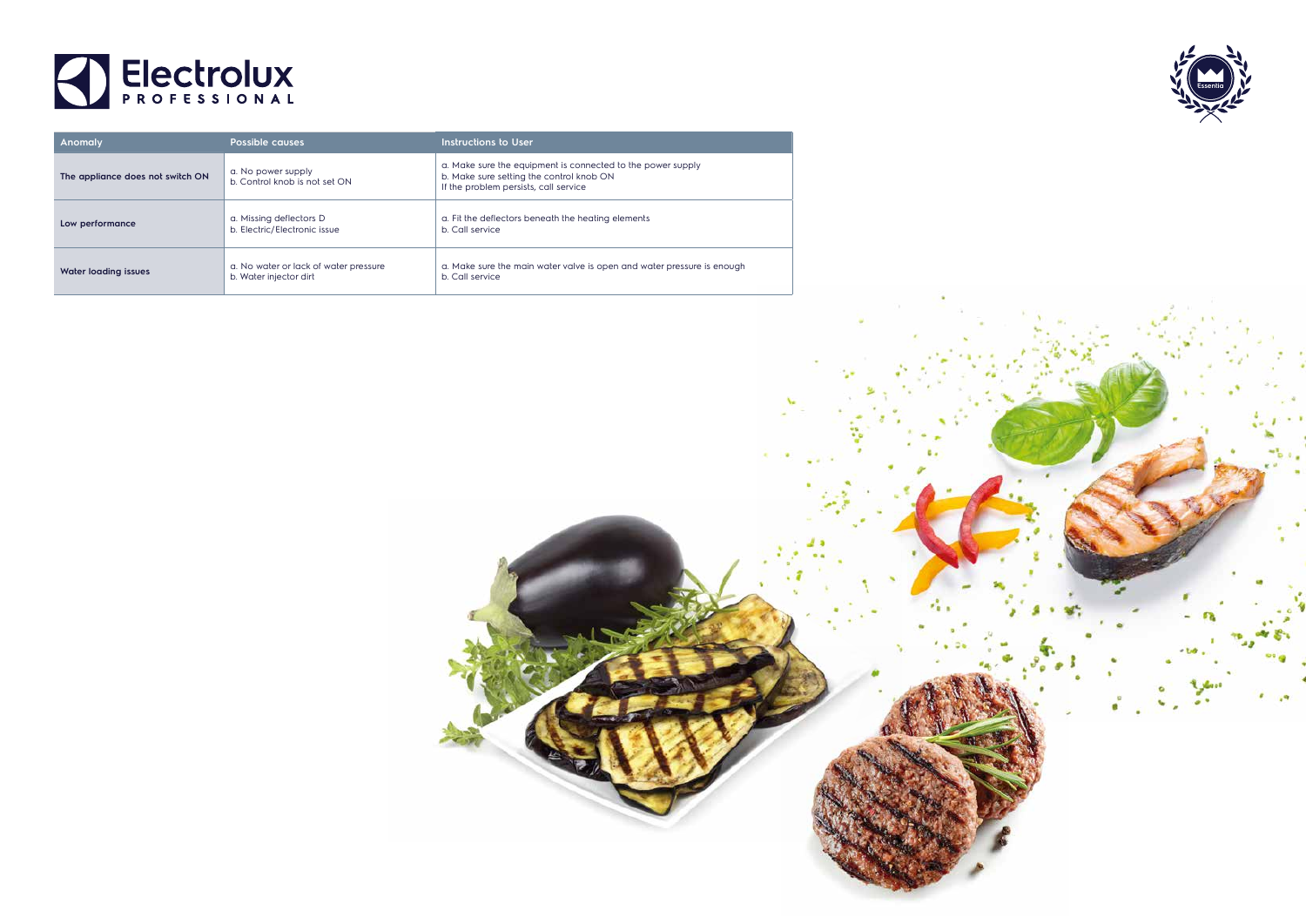| Anomaly | Possible causes | Instructions to User |
| --- | --- | --- |
| **The appliance does not switch ON** | a. No power supply<br>b. Control knob is not set ON | a. Make sure the equipment is connected to the power supply<br>b. Make sure setting the control knob ON<br>If the problem persists, call service |
| **Low performance** | a. Missing deflectors D<br>b. Electric/Electronic issue | a. Fit the deflectors beneath the heating elements<br>b. Call service |
| **Water loading issues** | a. No water or lack of water pressure<br>b. Water injector dirt | a. Make sure the main water valve is open and water pressure is enough<br>b. Call service |